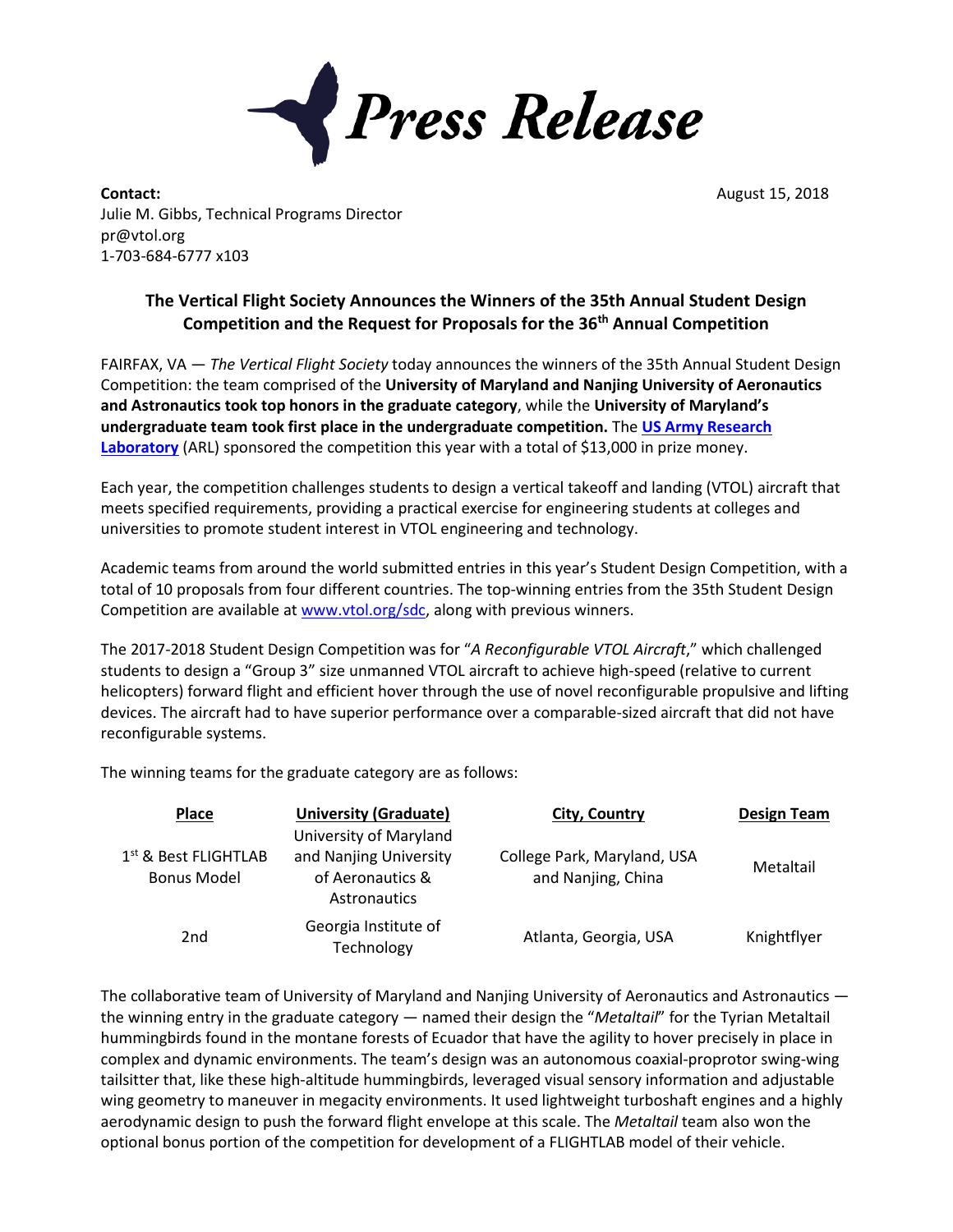# Press Release

**Contact:**
Julie M. Gibbs, Technical Programs Director
pr@vtol.org
1-703-684-6777 x103

August 15, 2018

## The Vertical Flight Society Announces the Winners of the 35th Annual Student Design Competition and the Request for Proposals for the 36th Annual Competition

FAIRFAX, VA — *The Vertical Flight Society* today announces the winners of the 35th Annual Student Design Competition: the team comprised of the **University of Maryland and Nanjing University of Aeronautics and Astronautics took top honors in the graduate category**, while the **University of Maryland's undergraduate team took first place in the undergraduate competition.** The **[US Army Research Laboratory]** (ARL) sponsored the competition this year with a total of $13,000 in prize money.

Each year, the competition challenges students to design a vertical takeoff and landing (VTOL) aircraft that meets specified requirements, providing a practical exercise for engineering students at colleges and universities to promote student interest in VTOL engineering and technology.

Academic teams from around the world submitted entries in this year's Student Design Competition, with a total of 10 proposals from four different countries. The top-winning entries from the 35th Student Design Competition are available at www.vtol.org/sdc, along with previous winners.

The 2017-2018 Student Design Competition was for "*A Reconfigurable VTOL Aircraft*," which challenged students to design a "Group 3" size unmanned VTOL aircraft to achieve high-speed (relative to current helicopters) forward flight and efficient hover through the use of novel reconfigurable propulsive and lifting devices. The aircraft had to have superior performance over a comparable-sized aircraft that did not have reconfigurable systems.

The winning teams for the graduate category are as follows:

| Place | University (Graduate) | City, Country | Design Team |
|---|---|---|---|
| 1st & Best FLIGHTLAB Bonus Model | University of Maryland and Nanjing University of Aeronautics & Astronautics | College Park, Maryland, USA and Nanjing, China | Metaltail |
| 2nd | Georgia Institute of Technology | Atlanta, Georgia, USA | Knightflyer |

The collaborative team of University of Maryland and Nanjing University of Aeronautics and Astronautics — the winning entry in the graduate category — named their design the "*Metaltail*" for the Tyrian Metaltail hummingbirds found in the montane forests of Ecuador that have the agility to hover precisely in place in complex and dynamic environments. The team's design was an autonomous coaxial-proprotor swing-wing tailsitter that, like these high-altitude hummingbirds, leveraged visual sensory information and adjustable wing geometry to maneuver in megacity environments. It used lightweight turboshaft engines and a highly aerodynamic design to push the forward flight envelope at this scale. The *Metaltail* team also won the optional bonus portion of the competition for development of a FLIGHTLAB model of their vehicle.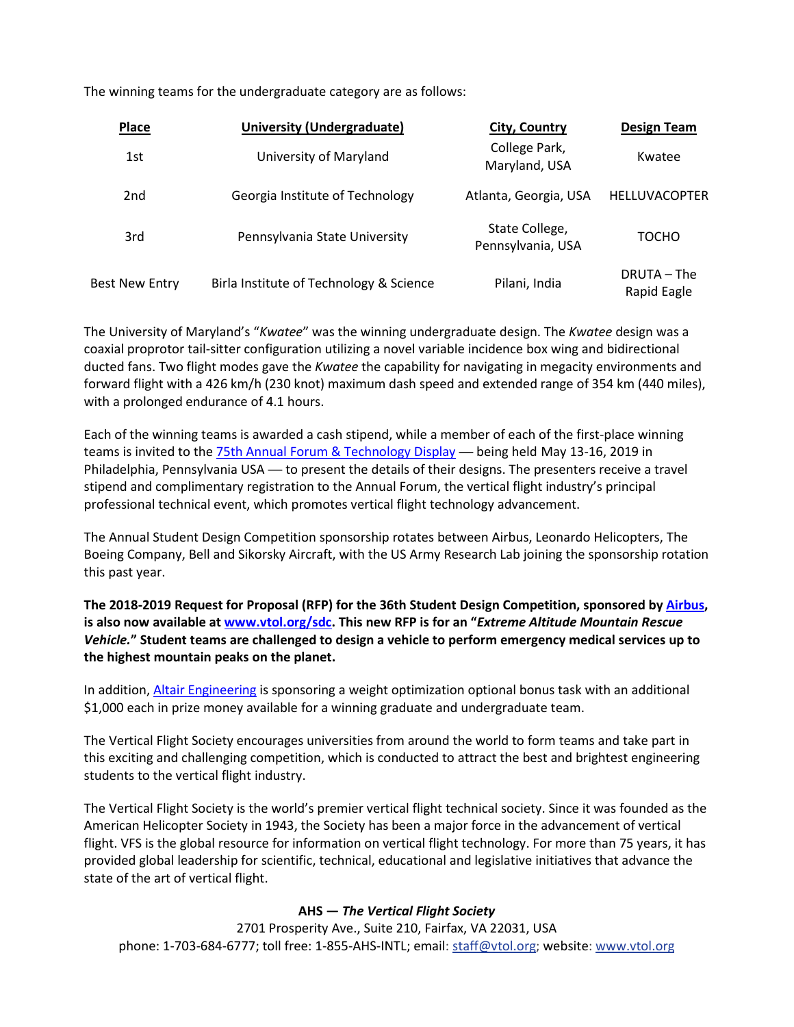The winning teams for the undergraduate category are as follows:

| Place | University (Undergraduate) | City, Country | Design Team |
|---|---|---|---|
| 1st | University of Maryland | College Park, Maryland, USA | Kwatee |
| 2nd | Georgia Institute of Technology | Atlanta, Georgia, USA | HELLUVACOPTER |
| 3rd | Pennsylvania State University | State College, Pennsylvania, USA | TOCHO |
| Best New Entry | Birla Institute of Technology & Science | Pilani, India | DRUTA – The Rapid Eagle |

The University of Maryland's "*Kwatee*" was the winning undergraduate design. The *Kwatee* design was a coaxial proprotor tail-sitter configuration utilizing a novel variable incidence box wing and bidirectional ducted fans. Two flight modes gave the *Kwatee* the capability for navigating in megacity environments and forward flight with a 426 km/h (230 knot) maximum dash speed and extended range of 354 km (440 miles), with a prolonged endurance of 4.1 hours.

Each of the winning teams is awarded a cash stipend, while a member of each of the first-place winning teams is invited to the 75th Annual Forum & Technology Display — being held May 13-16, 2019 in Philadelphia, Pennsylvania USA — to present the details of their designs. The presenters receive a travel stipend and complimentary registration to the Annual Forum, the vertical flight industry's principal professional technical event, which promotes vertical flight technology advancement.

The Annual Student Design Competition sponsorship rotates between Airbus, Leonardo Helicopters, The Boeing Company, Bell and Sikorsky Aircraft, with the US Army Research Lab joining the sponsorship rotation this past year.

**The 2018-2019 Request for Proposal (RFP) for the 36th Student Design Competition, sponsored by Airbus, is also now available at www.vtol.org/sdc. This new RFP is for an "*Extreme Altitude Mountain Rescue Vehicle.*" Student teams are challenged to design a vehicle to perform emergency medical services up to the highest mountain peaks on the planet.**

In addition, Altair Engineering is sponsoring a weight optimization optional bonus task with an additional $1,000 each in prize money available for a winning graduate and undergraduate team.

The Vertical Flight Society encourages universities from around the world to form teams and take part in this exciting and challenging competition, which is conducted to attract the best and brightest engineering students to the vertical flight industry.

The Vertical Flight Society is the world's premier vertical flight technical society. Since it was founded as the American Helicopter Society in 1943, the Society has been a major force in the advancement of vertical flight. VFS is the global resource for information on vertical flight technology. For more than 75 years, it has provided global leadership for scientific, technical, educational and legislative initiatives that advance the state of the art of vertical flight.

**AHS — *The Vertical Flight Society***

2701 Prosperity Ave., Suite 210, Fairfax, VA 22031, USA

phone: 1-703-684-6777; toll free: 1-855-AHS-INTL; email: staff@vtol.org; website: www.vtol.org